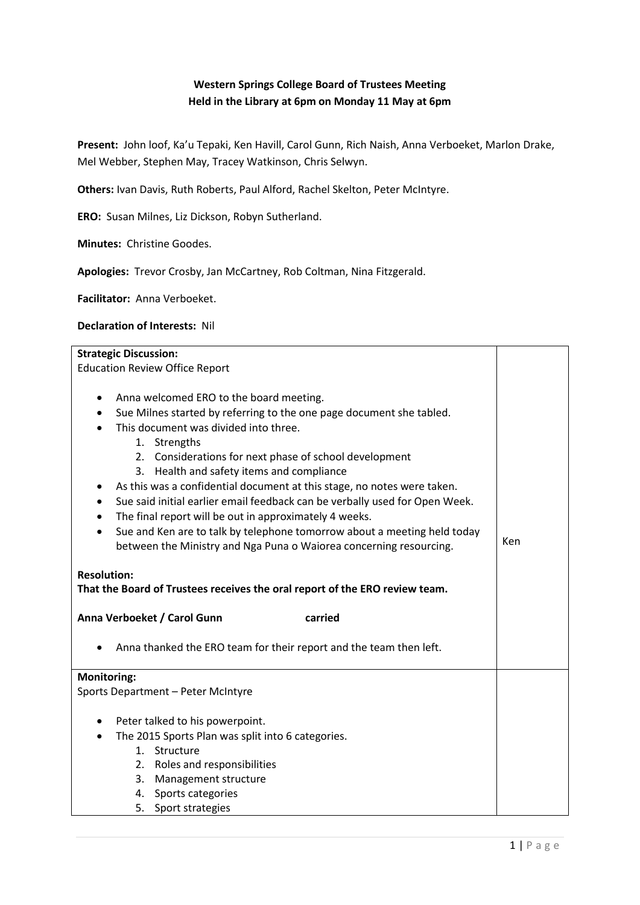**Western Springs College Board of Trustees Meeting**
**Held in the Library at 6pm on Monday 11 May at 6pm**

**Present:** John loof, Ka'u Tepaki, Ken Havill, Carol Gunn, Rich Naish, Anna Verboeket, Marlon Drake, Mel Webber, Stephen May, Tracey Watkinson, Chris Selwyn.

**Others:** Ivan Davis, Ruth Roberts, Paul Alford, Rachel Skelton, Peter McIntyre.

**ERO:** Susan Milnes, Liz Dickson, Robyn Sutherland.

**Minutes:** Christine Goodes.

**Apologies:** Trevor Crosby, Jan McCartney, Rob Coltman, Nina Fitzgerald.

**Facilitator:** Anna Verboeket.

**Declaration of Interests:** Nil

| | |
|---|---|
| **Strategic Discussion:**<br>Education Review Office Report<br><br>• Anna welcomed ERO to the board meeting.<br>• Sue Milnes started by referring to the one page document she tabled.<br>• This document was divided into three.<br>&nbsp;&nbsp;&nbsp;&nbsp;1. Strengths<br>&nbsp;&nbsp;&nbsp;&nbsp;2. Considerations for next phase of school development<br>&nbsp;&nbsp;&nbsp;&nbsp;3. Health and safety items and compliance<br>• As this was a confidential document at this stage, no notes were taken.<br>• Sue said initial earlier email feedback can be verbally used for Open Week.<br>• The final report will be out in approximately 4 weeks.<br>• Sue and Ken are to talk by telephone tomorrow about a meeting held today between the Ministry and Nga Puna o Waiorea concerning resourcing.<br><br>**Resolution:**<br>**That the Board of Trustees receives the oral report of the ERO review team.**<br><br>**Anna Verboeket / Carol Gunn carried**<br><br>• Anna thanked the ERO team for their report and the team then left. | Ken |
| **Monitoring:**<br>Sports Department – Peter McIntyre<br><br>• Peter talked to his powerpoint.<br>• The 2015 Sports Plan was split into 6 categories.<br>&nbsp;&nbsp;&nbsp;&nbsp;1. Structure<br>&nbsp;&nbsp;&nbsp;&nbsp;2. Roles and responsibilities<br>&nbsp;&nbsp;&nbsp;&nbsp;3. Management structure<br>&nbsp;&nbsp;&nbsp;&nbsp;4. Sports categories<br>&nbsp;&nbsp;&nbsp;&nbsp;5. Sport strategies | |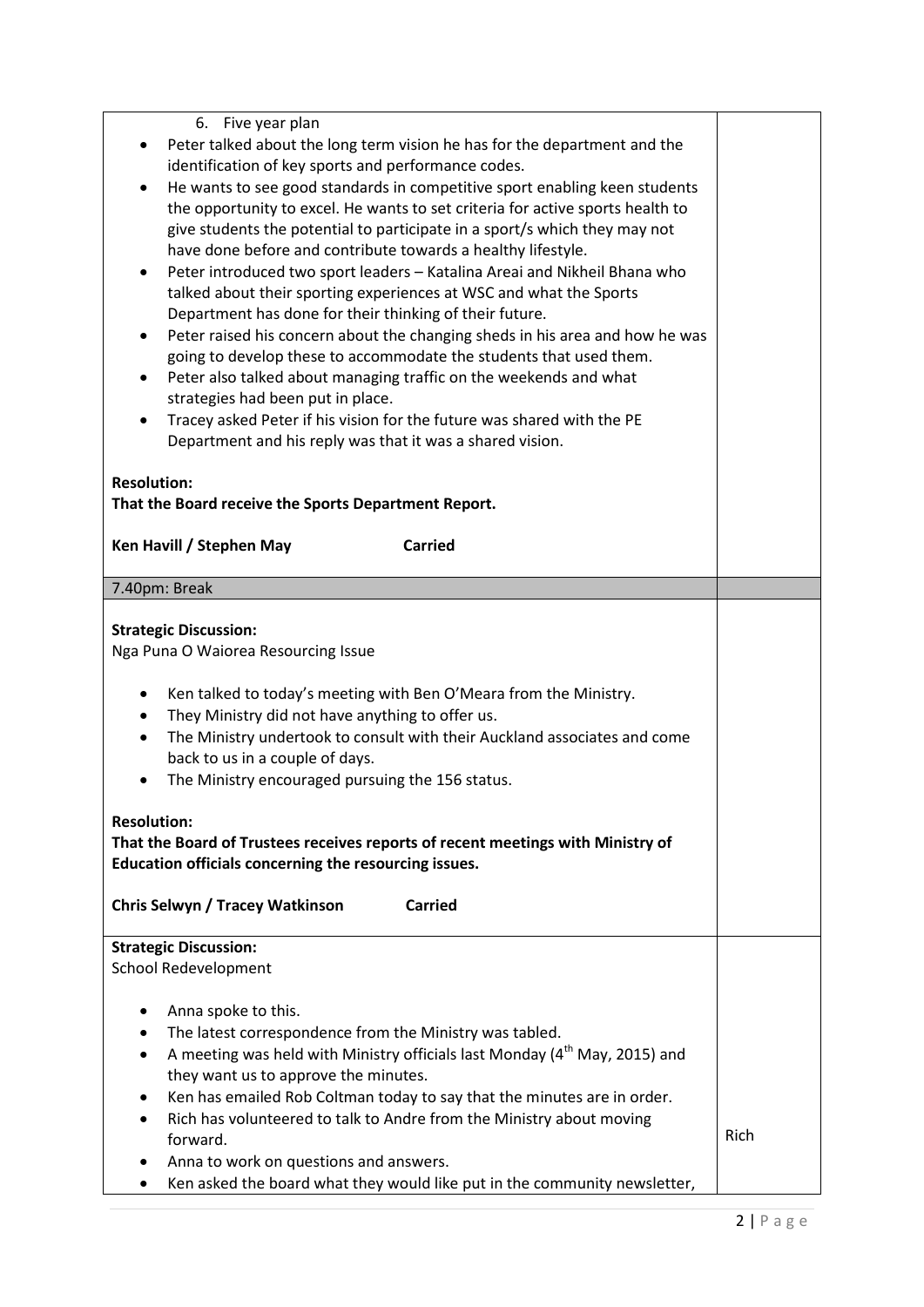| | |
|---|---|
| 6. Five year plan<br>• Peter talked about the long term vision he has for the department and the identification of key sports and performance codes.<br>• He wants to see good standards in competitive sport enabling keen students the opportunity to excel. He wants to set criteria for active sports health to give students the potential to participate in a sport/s which they may not have done before and contribute towards a healthy lifestyle.<br>• Peter introduced two sport leaders – Katalina Areai and Nikheil Bhana who talked about their sporting experiences at WSC and what the Sports Department has done for their thinking of their future.<br>• Peter raised his concern about the changing sheds in his area and how he was going to develop these to accommodate the students that used them.<br>• Peter also talked about managing traffic on the weekends and what strategies had been put in place.<br>• Tracey asked Peter if his vision for the future was shared with the PE Department and his reply was that it was a shared vision.<br><br>**Resolution:**<br>**That the Board receive the Sports Department Report.**<br><br>**Ken Havill / Stephen May Carried** | |
| 7.40pm: Break | |
| **Strategic Discussion:**<br>Nga Puna O Waiorea Resourcing Issue<br><br>• Ken talked to today's meeting with Ben O'Meara from the Ministry.<br>• They Ministry did not have anything to offer us.<br>• The Ministry undertook to consult with their Auckland associates and come back to us in a couple of days.<br>• The Ministry encouraged pursuing the 156 status.<br><br>**Resolution:**<br>**That the Board of Trustees receives reports of recent meetings with Ministry of Education officials concerning the resourcing issues.**<br><br>**Chris Selwyn / Tracey Watkinson Carried** | |
| **Strategic Discussion:**<br>School Redevelopment<br><br>• Anna spoke to this.<br>• The latest correspondence from the Ministry was tabled.<br>• A meeting was held with Ministry officials last Monday (4th May, 2015) and they want us to approve the minutes.<br>• Ken has emailed Rob Coltman today to say that the minutes are in order.<br>• Rich has volunteered to talk to Andre from the Ministry about moving forward.<br>• Anna to work on questions and answers.<br>• Ken asked the board what they would like put in the community newsletter, | Rich |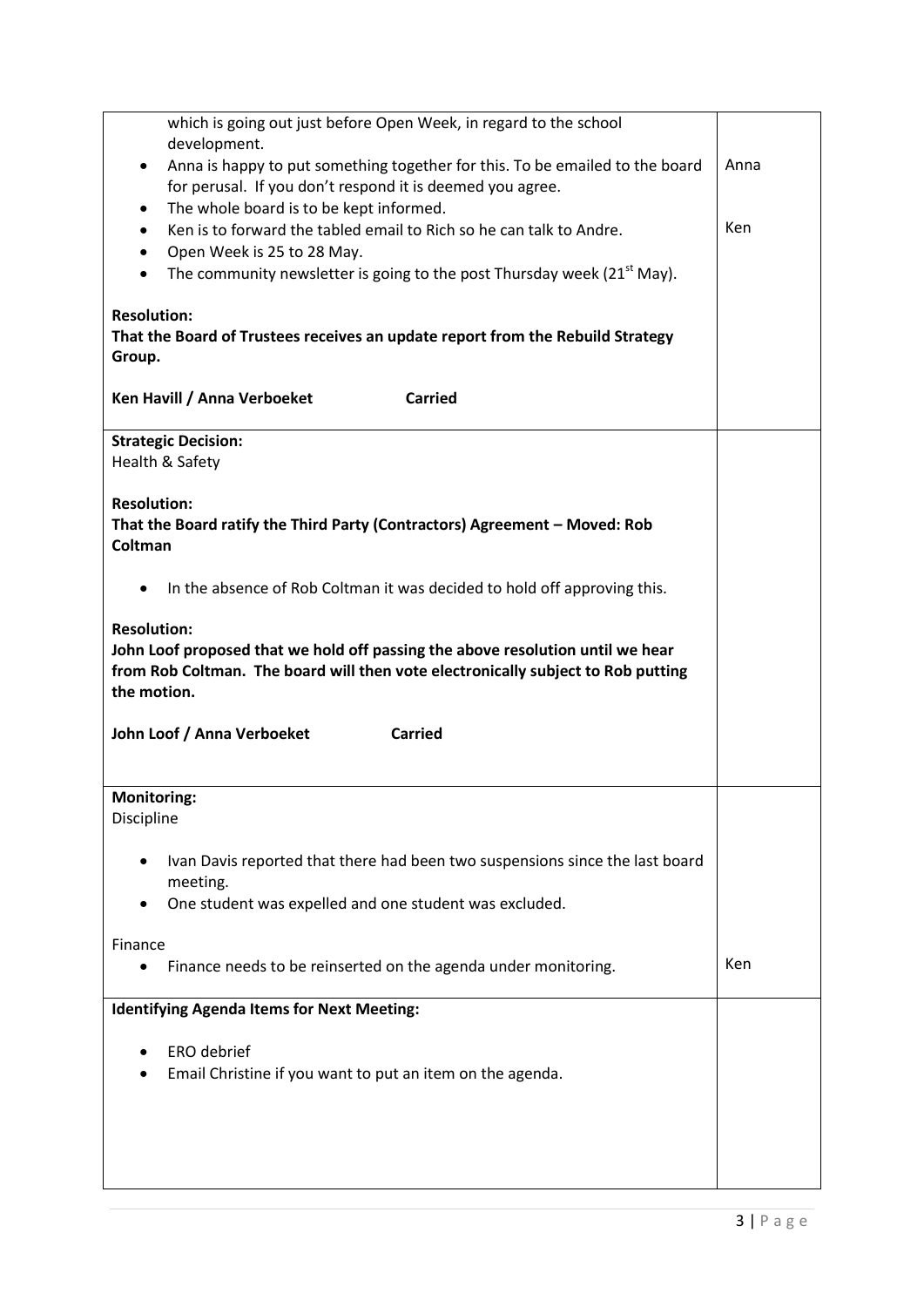| | |
|---|---|
| which is going out just before Open Week, in regard to the school development.<br>• Anna is happy to put something together for this. To be emailed to the board for perusal. If you don't respond it is deemed you agree.<br>• The whole board is to be kept informed.<br>• Ken is to forward the tabled email to Rich so he can talk to Andre.<br>• Open Week is 25 to 28 May.<br>• The community newsletter is going to the post Thursday week (21st May).<br><br>**Resolution:**<br>**That the Board of Trustees receives an update report from the Rebuild Strategy Group.**<br><br>**Ken Havill / Anna Verboeket Carried** | Anna<br><br><br>Ken |
| **Strategic Decision:**<br>Health & Safety<br><br>**Resolution:**<br>**That the Board ratify the Third Party (Contractors) Agreement – Moved: Rob Coltman**<br><br>• In the absence of Rob Coltman it was decided to hold off approving this.<br><br>**Resolution:**<br>**John Loof proposed that we hold off passing the above resolution until we hear from Rob Coltman. The board will then vote electronically subject to Rob putting the motion.**<br><br>**John Loof / Anna Verboeket Carried** | |
| **Monitoring:**<br>Discipline<br><br>• Ivan Davis reported that there had been two suspensions since the last board meeting.<br>• One student was expelled and one student was excluded.<br><br>Finance<br>• Finance needs to be reinserted on the agenda under monitoring. | <br><br><br><br><br><br>Ken |
| **Identifying Agenda Items for Next Meeting:**<br><br>• ERO debrief<br>• Email Christine if you want to put an item on the agenda. | |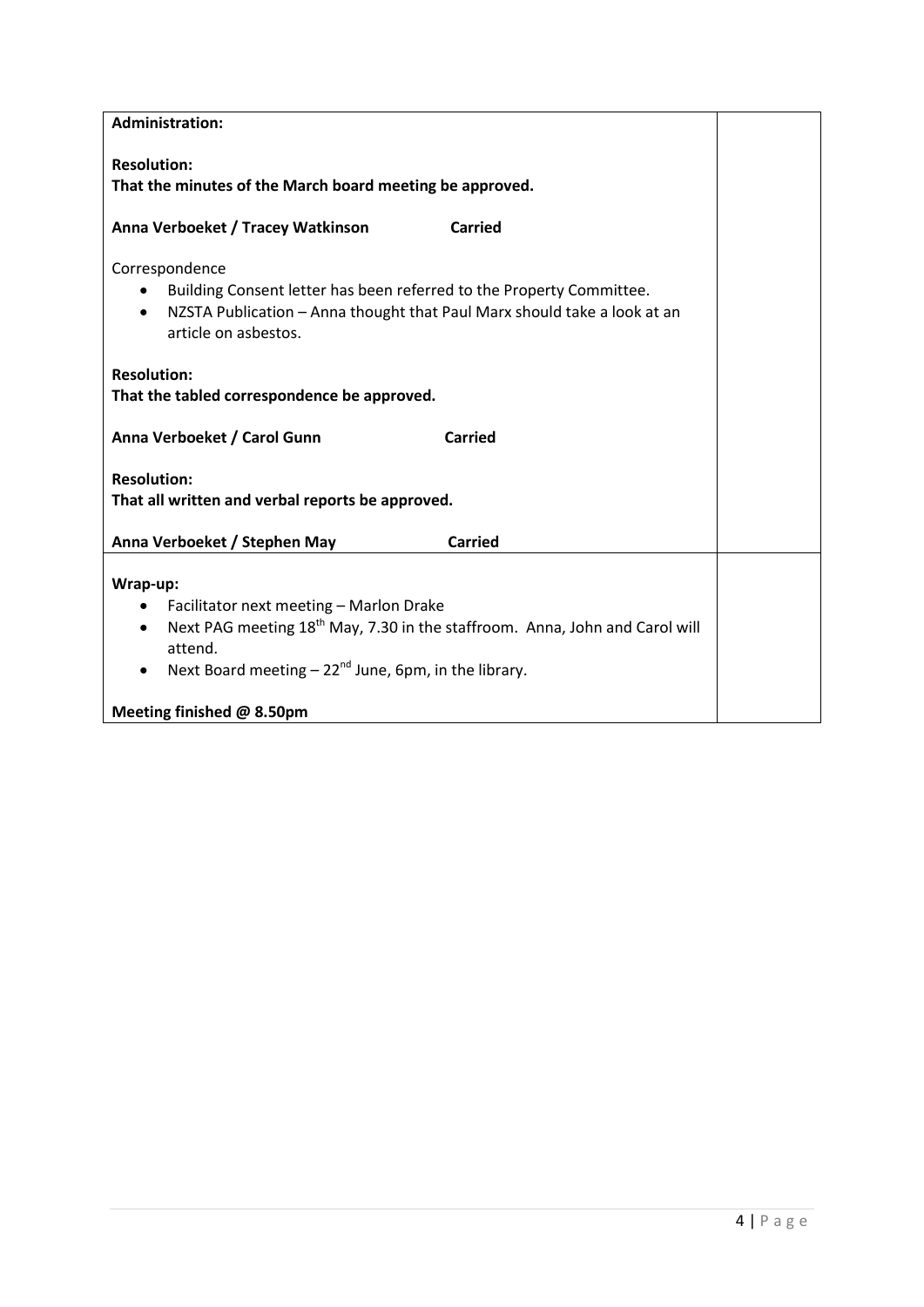**Administration:**

**Resolution:**
**That the minutes of the March board meeting be approved.**

**Anna Verboeket / Tracey Watkinson Carried**

Correspondence

- Building Consent letter has been referred to the Property Committee.
- NZSTA Publication – Anna thought that Paul Marx should take a look at an article on asbestos.

**Resolution:**
**That the tabled correspondence be approved.**

**Anna Verboeket / Carol Gunn Carried**

**Resolution:**
**That all written and verbal reports be approved.**

**Anna Verboeket / Stephen May Carried**

**Wrap-up:**

- Facilitator next meeting – Marlon Drake
- Next PAG meeting 18th May, 7.30 in the staffroom. Anna, John and Carol will attend.
- Next Board meeting – 22nd June, 6pm, in the library.

**Meeting finished @ 8.50pm**